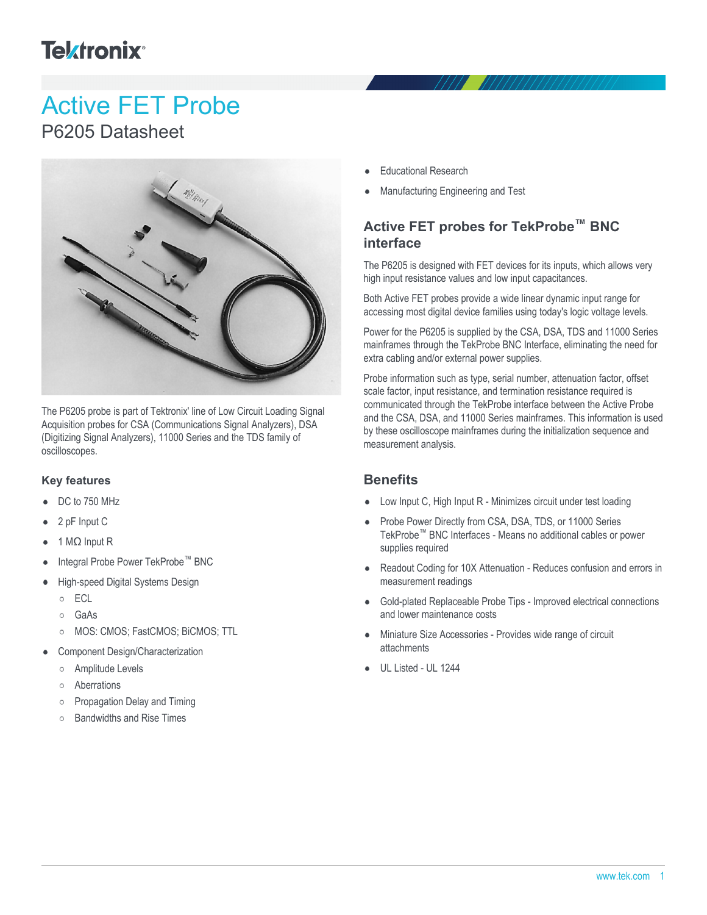# Active FET Probe

## P6205 Datasheet

The P6205 probe is part of Tektronix' line of Low Circuit Loading Signal Acquisition probes for CSA (Communications Signal Analyzers), DSA (Digitizing Signal Analyzers), 11000 Series and the TDS family of oscilloscopes.

### Key features

- DC to 750 MHz
- 2 pF Input C
- 1 MΩ Input R
- Integral Probe Power TekProbe™ BNC
- High-speed Digital Systems Design
  - ECL
  - GaAs
  - MOS: CMOS; FastCMOS; BiCMOS; TTL
- Component Design/Characterization
  - Amplitude Levels
  - Aberrations
  - Propagation Delay and Timing
  - Bandwidths and Rise Times
- Educational Research
- Manufacturing Engineering and Test

### Active FET probes for TekProbe™ BNC interface

The P6205 is designed with FET devices for its inputs, which allows very high input resistance values and low input capacitances.

Both Active FET probes provide a wide linear dynamic input range for accessing most digital device families using today's logic voltage levels.

Power for the P6205 is supplied by the CSA, DSA, TDS and 11000 Series mainframes through the TekProbe BNC Interface, eliminating the need for extra cabling and/or external power supplies.

Probe information such as type, serial number, attenuation factor, offset scale factor, input resistance, and termination resistance required is communicated through the TekProbe interface between the Active Probe and the CSA, DSA, and 11000 Series mainframes. This information is used by these oscilloscope mainframes during the initialization sequence and measurement analysis.

### Benefits

- Low Input C, High Input R - Minimizes circuit under test loading
- Probe Power Directly from CSA, DSA, TDS, or 11000 Series TekProbe™ BNC Interfaces - Means no additional cables or power supplies required
- Readout Coding for 10X Attenuation - Reduces confusion and errors in measurement readings
- Gold-plated Replaceable Probe Tips - Improved electrical connections and lower maintenance costs
- Miniature Size Accessories - Provides wide range of circuit attachments
- UL Listed - UL 1244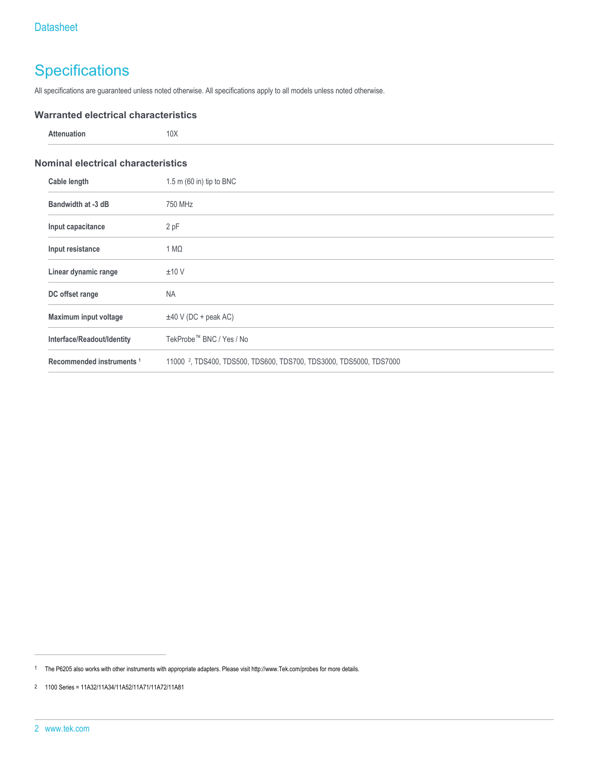# Specifications

All specifications are guaranteed unless noted otherwise. All specifications apply to all models unless noted otherwise.

## Warranted electrical characteristics

| | |
|---|---|
| **Attenuation** | 10X |

## Nominal electrical characteristics

| | |
|---|---|
| **Cable length** | 1.5 m (60 in) tip to BNC |
| **Bandwidth at -3 dB** | 750 MHz |
| **Input capacitance** | 2 pF |
| **Input resistance** | 1 MΩ |
| **Linear dynamic range** | ±10 V |
| **DC offset range** | NA |
| **Maximum input voltage** | ±40 V (DC + peak AC) |
| **Interface/Readout/Identity** | TekProbe™ BNC / Yes / No |
| **Recommended instruments** [1] | 11000 [2], TDS400, TDS500, TDS600, TDS700, TDS3000, TDS5000, TDS7000 |

[1] The P6205 also works with other instruments with appropriate adapters. Please visit http://www.Tek.com/probes for more details.

[2] 1100 Series = 11A32/11A34/11A52/11A71/11A72/11A81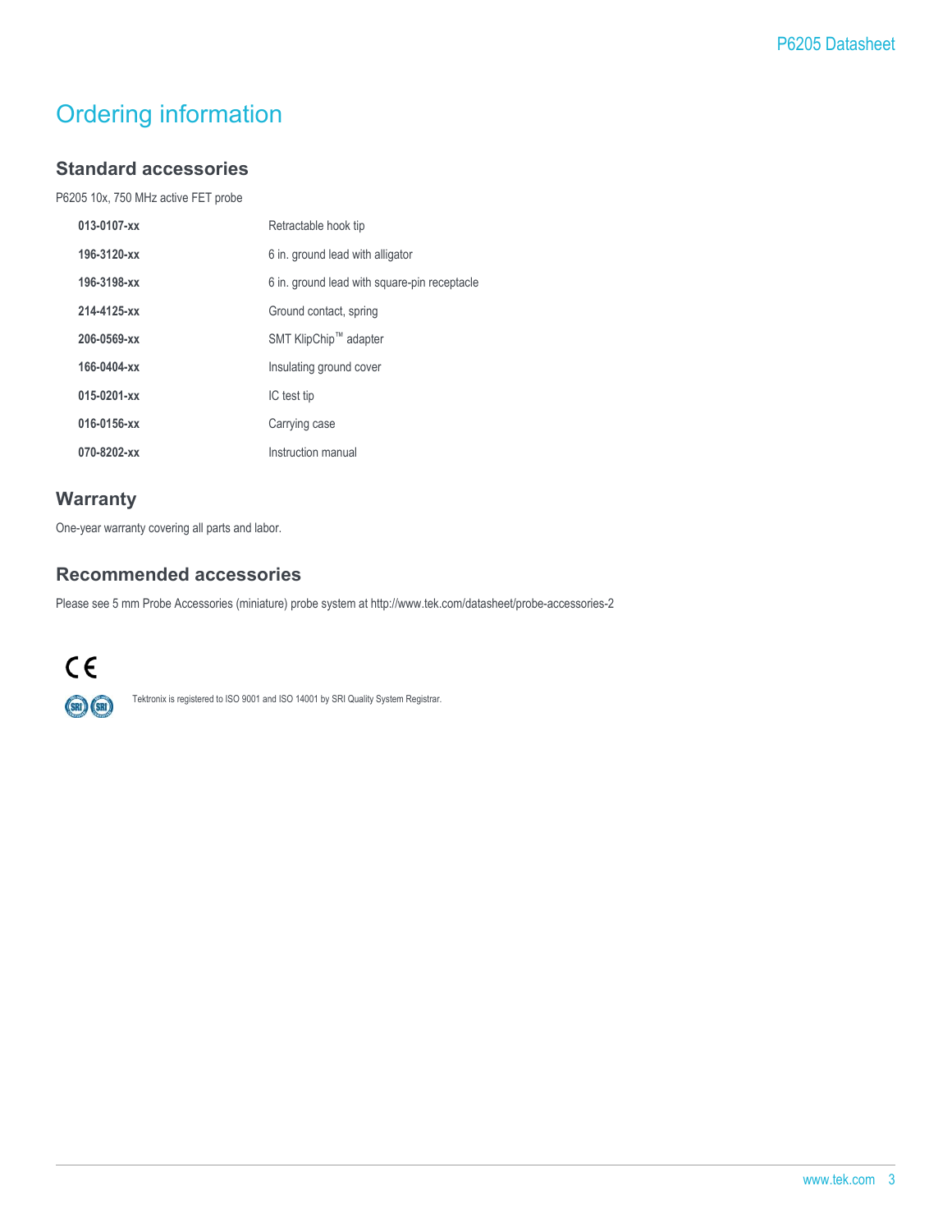# Ordering information

## Standard accessories

P6205 10x, 750 MHz active FET probe

| | |
|---|---|
| **013-0107-xx** | Retractable hook tip |
| **196-3120-xx** | 6 in. ground lead with alligator |
| **196-3198-xx** | 6 in. ground lead with square-pin receptacle |
| **214-4125-xx** | Ground contact, spring |
| **206-0569-xx** | SMT KlipChip™ adapter |
| **166-0404-xx** | Insulating ground cover |
| **015-0201-xx** | IC test tip |
| **016-0156-xx** | Carrying case |
| **070-8202-xx** | Instruction manual |

## Warranty

One-year warranty covering all parts and labor.

## Recommended accessories

Please see 5 mm Probe Accessories (miniature) probe system at http://www.tek.com/datasheet/probe-accessories-2

Tektronix is registered to ISO 9001 and ISO 14001 by SRI Quality System Registrar.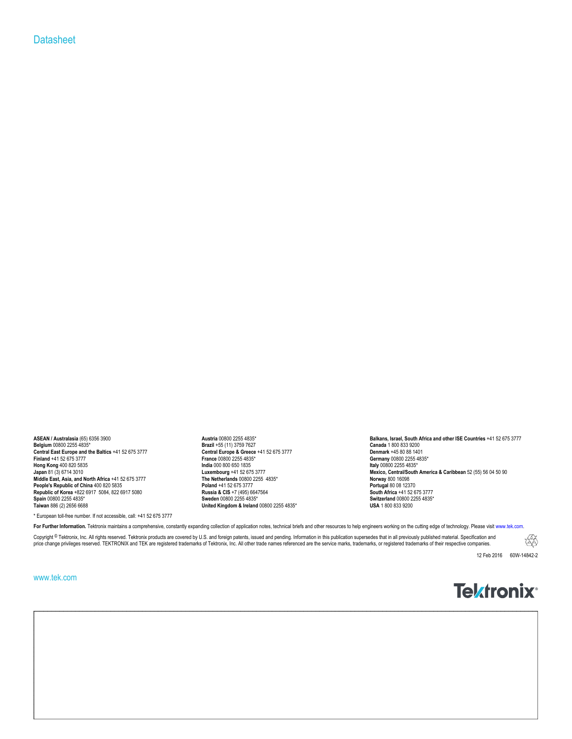**ASEAN / Australasia** (65) 6356 3900
**Belgium** 00800 2255 4835*
**Central East Europe and the Baltics** +41 52 675 3777
**Finland** +41 52 675 3777
**Hong Kong** 400 820 5835
**Japan** 81 (3) 6714 3010
**Middle East, Asia, and North Africa** +41 52 675 3777
**People's Republic of China** 400 820 5835
**Republic of Korea** +822 6917 5084, 822 6917 5080
**Spain** 00800 2255 4835*
**Taiwan** 886 (2) 2656 6688

**Austria** 00800 2255 4835*
**Brazil** +55 (11) 3759 7627
**Central Europe & Greece** +41 52 675 3777
**France** 00800 2255 4835*
**India** 000 800 650 1835
**Luxembourg** +41 52 675 3777
**The Netherlands** 00800 2255 4835*
**Poland** +41 52 675 3777
**Russia & CIS** +7 (495) 6647564
**Sweden** 00800 2255 4835*
**United Kingdom & Ireland** 00800 2255 4835*

**Balkans, Israel, South Africa and other ISE Countries** +41 52 675 3777
**Canada** 1 800 833 9200
**Denmark** +45 80 88 1401
**Germany** 00800 2255 4835*
**Italy** 00800 2255 4835*
**Mexico, Central/South America & Caribbean** 52 (55) 56 04 50 90
**Norway** 800 16098
**Portugal** 80 08 12370
**South Africa** +41 52 675 3777
**Switzerland** 00800 2255 4835*
**USA** 1 800 833 9200

* European toll-free number. If not accessible, call: +41 52 675 3777

**For Further Information.** Tektronix maintains a comprehensive, constantly expanding collection of application notes, technical briefs and other resources to help engineers working on the cutting edge of technology. Please visit www.tek.com.

Copyright © Tektronix, Inc. All rights reserved. Tektronix products are covered by U.S. and foreign patents, issued and pending. Information in this publication supersedes that in all previously published material. Specification and price change privileges reserved. TEKTRONIX and TEK are registered trademarks of Tektronix, Inc. All other trade names referenced are the service marks, trademarks, or registered trademarks of their respective companies.

12 Feb 2016 60W-14842-2

www.tek.com

Tektronix®